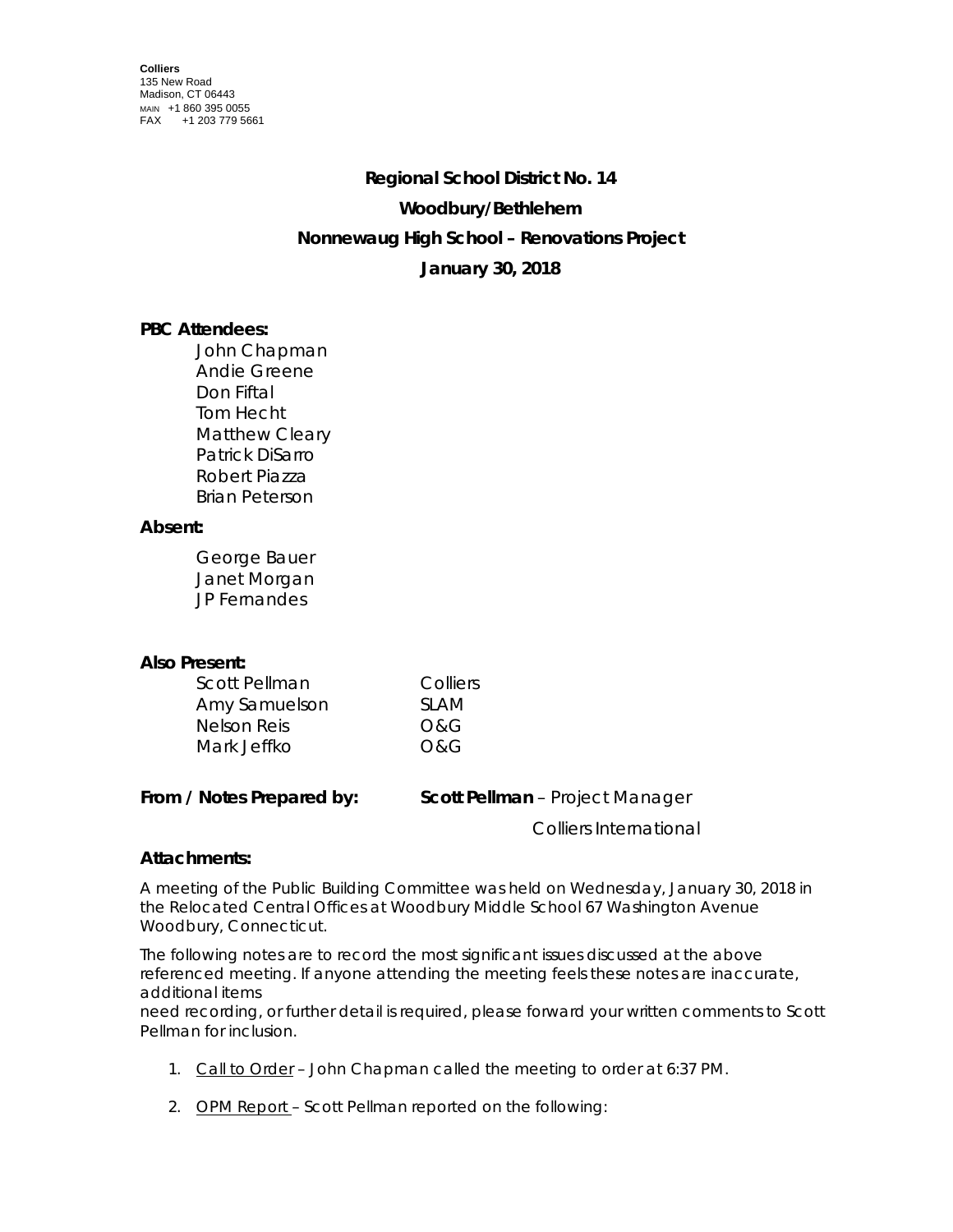**Colliers**
135 New Road
Madison, CT 06443
MAIN +1 860 395 0055
FAX +1 203 779 5661

# Regional School District No. 14

## Woodbury/Bethlehem

## Nonnewaug High School – Renovations Project

## January 30, 2018

**PBC Attendees:**

John Chapman
Andie Greene
Don Fiftal
Tom Hecht
Matthew Cleary
Patrick DiSarro
Robert Piazza
Brian Peterson

**Absent:**

George Bauer
Janet Morgan
JP Fernandes

**Also Present:**

| | |
|---|---|
| Scott Pellman | Colliers |
| Amy Samuelson | SLAM |
| Nelson Reis | O&G |
| Mark Jeffko | O&G |

**From / Notes Prepared by:** **Scott Pellman** – Project Manager
Colliers International

**Attachments:**

A meeting of the Public Building Committee was held on Wednesday, January 30, 2018 in the Relocated Central Offices at Woodbury Middle School 67 Washington Avenue Woodbury, Connecticut.

The following notes are to record the most significant issues discussed at the above referenced meeting. If anyone attending the meeting feels these notes are inaccurate, additional items
need recording, or further detail is required, please forward your written comments to Scott Pellman for inclusion.

1. Call to Order – John Chapman called the meeting to order at 6:37 PM.

2. OPM Report – Scott Pellman reported on the following: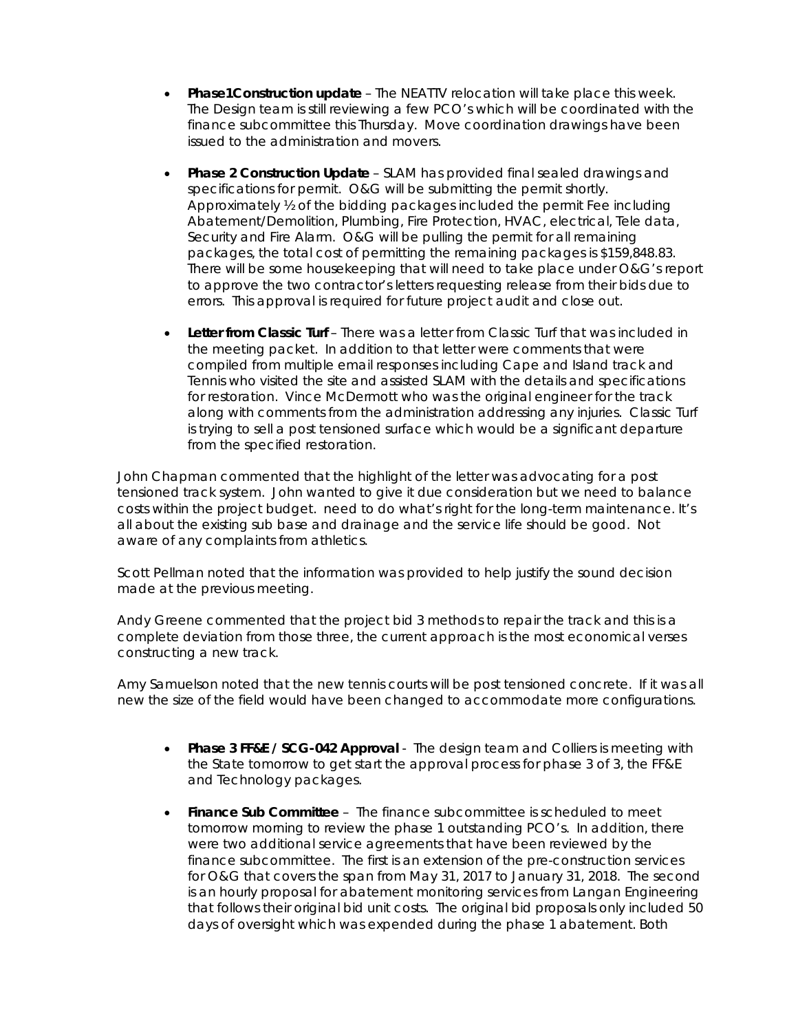- **Phase1Construction update** – The NEATTV relocation will take place this week. The Design team is still reviewing a few PCO's which will be coordinated with the finance subcommittee this Thursday. Move coordination drawings have been issued to the administration and movers.

- **Phase 2 Construction Update** – SLAM has provided final sealed drawings and specifications for permit. O&G will be submitting the permit shortly. Approximately ½ of the bidding packages included the permit Fee including Abatement/Demolition, Plumbing, Fire Protection, HVAC, electrical, Tele data, Security and Fire Alarm. O&G will be pulling the permit for all remaining packages, the total cost of permitting the remaining packages is $159,848.83. There will be some housekeeping that will need to take place under O&G's report to approve the two contractor's letters requesting release from their bids due to errors. This approval is required for future project audit and close out.

- **Letter from Classic Turf** – There was a letter from Classic Turf that was included in the meeting packet. In addition to that letter were comments that were compiled from multiple email responses including Cape and Island track and Tennis who visited the site and assisted SLAM with the details and specifications for restoration. Vince McDermott who was the original engineer for the track along with comments from the administration addressing any injuries. Classic Turf is trying to sell a post tensioned surface which would be a significant departure from the specified restoration.

John Chapman commented that the highlight of the letter was advocating for a post tensioned track system. John wanted to give it due consideration but we need to balance costs within the project budget. need to do what's right for the long-term maintenance. It's all about the existing sub base and drainage and the service life should be good. Not aware of any complaints from athletics.

Scott Pellman noted that the information was provided to help justify the sound decision made at the previous meeting.

Andy Greene commented that the project bid 3 methods to repair the track and this is a complete deviation from those three, the current approach is the most economical verses constructing a new track.

Amy Samuelson noted that the new tennis courts will be post tensioned concrete. If it was all new the size of the field would have been changed to accommodate more configurations.

- **Phase 3 FF&E / SCG-042 Approval** - The design team and Colliers is meeting with the State tomorrow to get start the approval process for phase 3 of 3, the FF&E and Technology packages.

- **Finance Sub Committee** – The finance subcommittee is scheduled to meet tomorrow morning to review the phase 1 outstanding PCO's. In addition, there were two additional service agreements that have been reviewed by the finance subcommittee. The first is an extension of the pre-construction services for O&G that covers the span from May 31, 2017 to January 31, 2018. The second is an hourly proposal for abatement monitoring services from Langan Engineering that follows their original bid unit costs. The original bid proposals only included 50 days of oversight which was expended during the phase 1 abatement. Both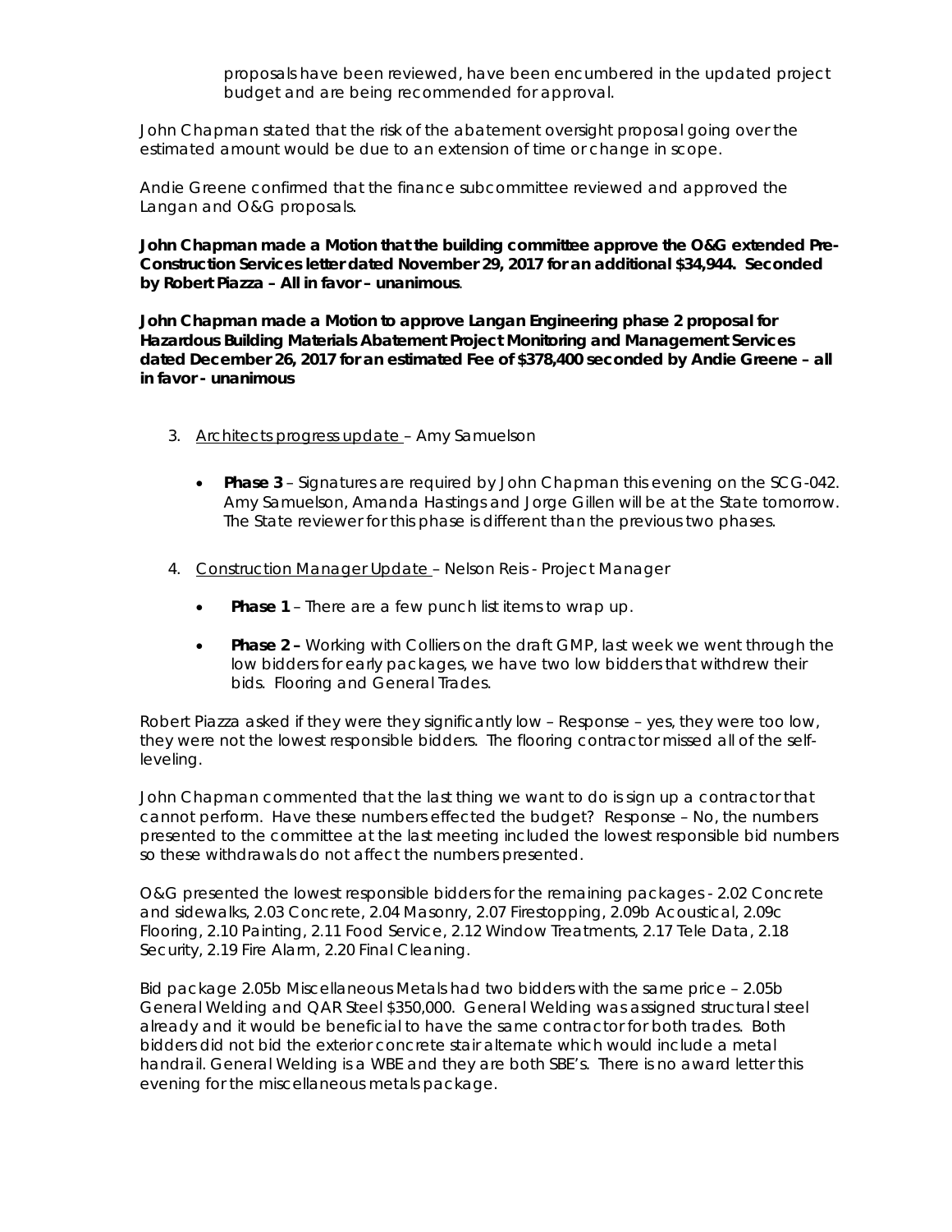proposals have been reviewed, have been encumbered in the updated project budget and are being recommended for approval.

John Chapman stated that the risk of the abatement oversight proposal going over the estimated amount would be due to an extension of time or change in scope.

Andie Greene confirmed that the finance subcommittee reviewed and approved the Langan and O&G proposals.

**John Chapman made a Motion that the building committee approve the O&G extended Pre-Construction Services letter dated November 29, 2017 for an additional $34,944. Seconded by Robert Piazza – All in favor – unanimous**.

**John Chapman made a Motion to approve Langan Engineering phase 2 proposal for Hazardous Building Materials Abatement Project Monitoring and Management Services dated December 26, 2017 for an estimated Fee of $378,400 seconded by Andie Greene – all in favor - unanimous**

3. Architects progress update – Amy Samuelson

    - **Phase 3** – Signatures are required by John Chapman this evening on the SCG-042. Amy Samuelson, Amanda Hastings and Jorge Gillen will be at the State tomorrow. The State reviewer for this phase is different than the previous two phases.

4. Construction Manager Update – Nelson Reis - Project Manager

    - **Phase 1** – There are a few punch list items to wrap up.
    - **Phase 2 –** Working with Colliers on the draft GMP, last week we went through the low bidders for early packages, we have two low bidders that withdrew their bids. Flooring and General Trades.

Robert Piazza asked if they were they significantly low – Response – yes, they were too low, they were not the lowest responsible bidders. The flooring contractor missed all of the self-leveling.

John Chapman commented that the last thing we want to do is sign up a contractor that cannot perform. Have these numbers effected the budget? Response – No, the numbers presented to the committee at the last meeting included the lowest responsible bid numbers so these withdrawals do not affect the numbers presented.

O&G presented the lowest responsible bidders for the remaining packages - 2.02 Concrete and sidewalks, 2.03 Concrete, 2.04 Masonry, 2.07 Firestopping, 2.09b Acoustical, 2.09c Flooring, 2.10 Painting, 2.11 Food Service, 2.12 Window Treatments, 2.17 Tele Data, 2.18 Security, 2.19 Fire Alarm, 2.20 Final Cleaning.

Bid package 2.05b Miscellaneous Metals had two bidders with the same price – 2.05b General Welding and QAR Steel $350,000. General Welding was assigned structural steel already and it would be beneficial to have the same contractor for both trades. Both bidders did not bid the exterior concrete stair alternate which would include a metal handrail. General Welding is a WBE and they are both SBE's. There is no award letter this evening for the miscellaneous metals package.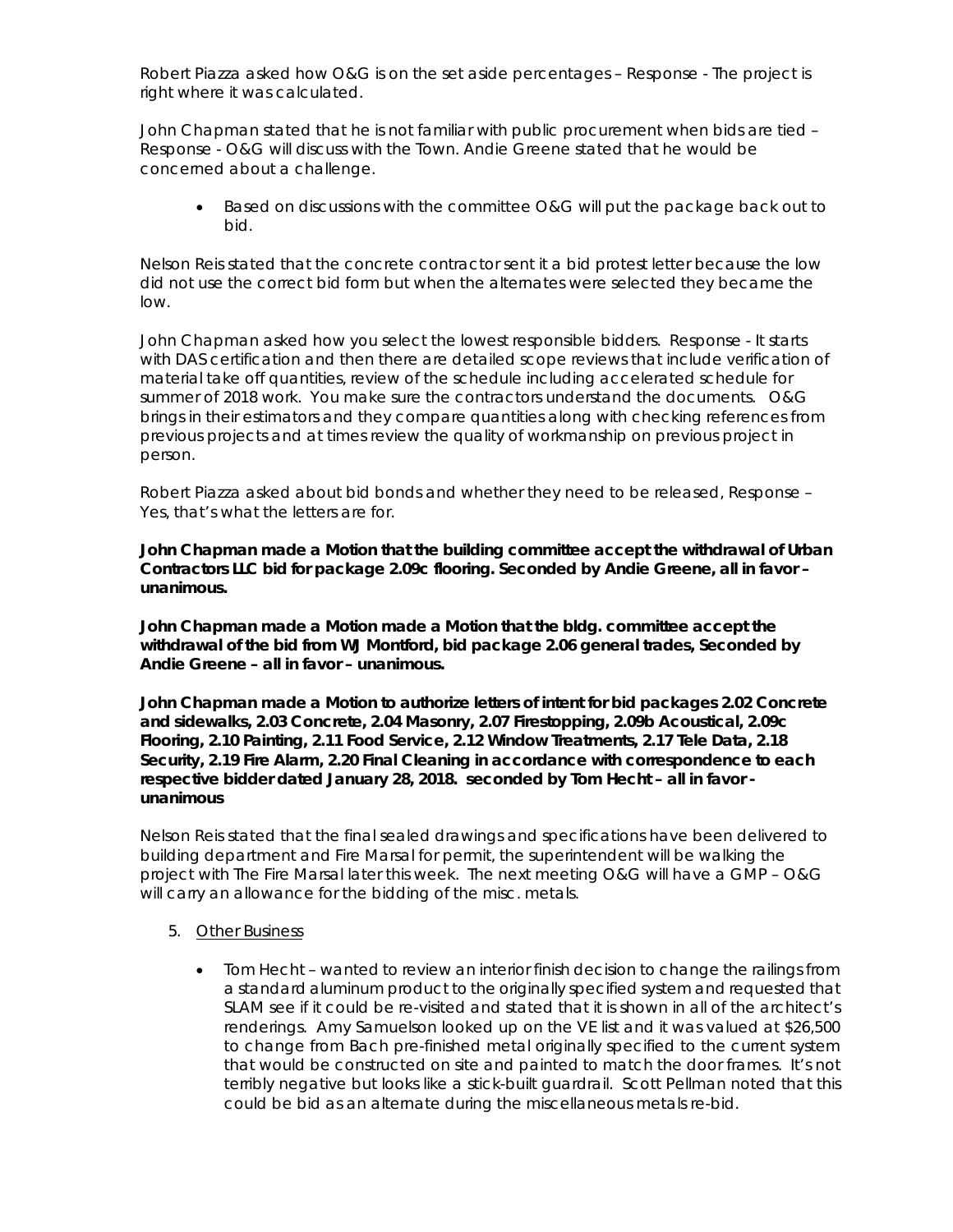Robert Piazza asked how O&G is on the set aside percentages – Response - The project is right where it was calculated.

John Chapman stated that he is not familiar with public procurement when bids are tied – Response - O&G will discuss with the Town. Andie Greene stated that he would be concerned about a challenge.

- Based on discussions with the committee O&G will put the package back out to bid.

Nelson Reis stated that the concrete contractor sent it a bid protest letter because the low did not use the correct bid form but when the alternates were selected they became the low.

John Chapman asked how you select the lowest responsible bidders. Response - It starts with DAS certification and then there are detailed scope reviews that include verification of material take off quantities, review of the schedule including accelerated schedule for summer of 2018 work. You make sure the contractors understand the documents. O&G brings in their estimators and they compare quantities along with checking references from previous projects and at times review the quality of workmanship on previous project in person.

Robert Piazza asked about bid bonds and whether they need to be released, Response – Yes, that's what the letters are for.

**John Chapman made a Motion that the building committee accept the withdrawal of Urban Contractors LLC bid for package 2.09c flooring. Seconded by Andie Greene, all in favor – unanimous.**

**John Chapman made a Motion made a Motion that the bldg. committee accept the withdrawal of the bid from WJ Montford, bid package 2.06 general trades, Seconded by Andie Greene – all in favor – unanimous.**

**John Chapman made a Motion to authorize letters of intent for bid packages 2.02 Concrete and sidewalks, 2.03 Concrete, 2.04 Masonry, 2.07 Firestopping, 2.09b Acoustical, 2.09c Flooring, 2.10 Painting, 2.11 Food Service, 2.12 Window Treatments, 2.17 Tele Data, 2.18 Security, 2.19 Fire Alarm, 2.20 Final Cleaning in accordance with correspondence to each respective bidder dated January 28, 2018. seconded by Tom Hecht – all in favor - unanimous**

Nelson Reis stated that the final sealed drawings and specifications have been delivered to building department and Fire Marsal for permit, the superintendent will be walking the project with The Fire Marsal later this week. The next meeting O&G will have a GMP – O&G will carry an allowance for the bidding of the misc. metals.

5. Other Business

   - Tom Hecht – wanted to review an interior finish decision to change the railings from a standard aluminum product to the originally specified system and requested that SLAM see if it could be re-visited and stated that it is shown in all of the architect's renderings. Amy Samuelson looked up on the VE list and it was valued at $26,500 to change from Bach pre-finished metal originally specified to the current system that would be constructed on site and painted to match the door frames. It's not terribly negative but looks like a stick-built guardrail. Scott Pellman noted that this could be bid as an alternate during the miscellaneous metals re-bid.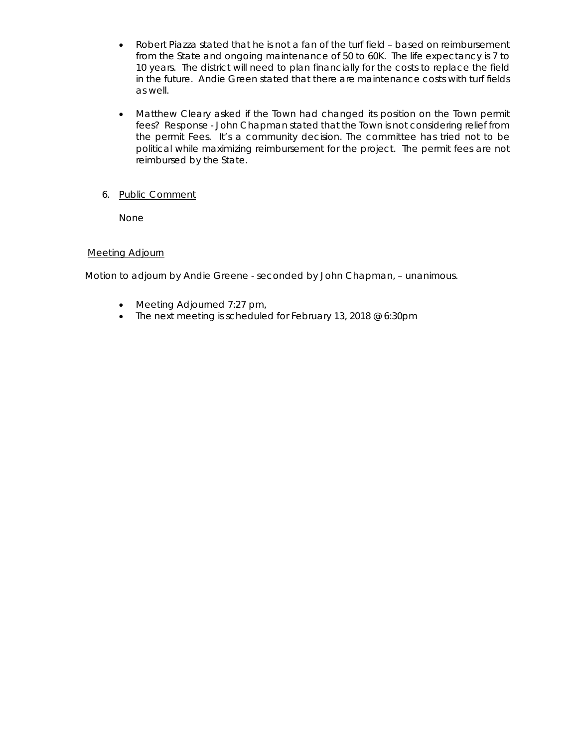- Robert Piazza stated that he is not a fan of the turf field – based on reimbursement from the State and ongoing maintenance of 50 to 60K. The life expectancy is 7 to 10 years. The district will need to plan financially for the costs to replace the field in the future. Andie Green stated that there are maintenance costs with turf fields as well.

- Matthew Cleary asked if the Town had changed its position on the Town permit fees? Response - John Chapman stated that the Town is not considering relief from the permit Fees. It's a community decision. The committee has tried not to be political while maximizing reimbursement for the project. The permit fees are not reimbursed by the State.

6. Public Comment

   None

Meeting Adjourn

Motion to adjourn by Andie Greene - seconded by John Chapman, – unanimous.

- Meeting Adjourned 7:27 pm,
- The next meeting is scheduled for February 13, 2018 @ 6:30pm